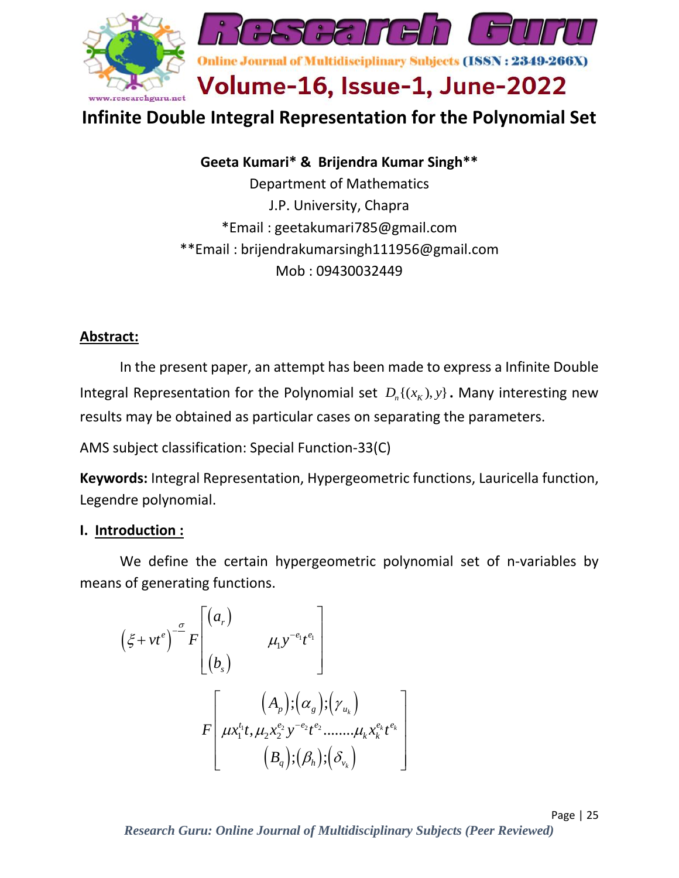# Infinite Double Integral Representation for the Polynomial Set

**Geeta Kumari* & Brijendra Kumar Singh****

Department of Mathematics

J.P. University, Chapra

*Email : geetakumari785@gmail.com

**Email : brijendrakumarsingh111956@gmail.com

Mob : 09430032449

## Abstract:

In the present paper, an attempt has been made to express a Infinite Double Integral Representation for the Polynomial set $D_n\{(x_K), y\}$. Many interesting new results may be obtained as particular cases on separating the parameters.

AMS subject classification: Special Function-33(C)

**Keywords:** Integral Representation, Hypergeometric functions, Lauricella function, Legendre polynomial.

## I. Introduction :

We define the certain hypergeometric polynomial set of n-variables by means of generating functions.

$$\left(\xi + vt^{e}\right)^{-\frac{\sigma}{e}} F\left[\begin{matrix}(a_r) \\ \\ (b_s)\end{matrix} \quad \mu_1 y^{-e_1} t^{e_1}\right]$$

$$F\left[\begin{matrix}(A_p);(\alpha_g);(\gamma_{u_k}) \\ \mu x_1^{t_1} t, \mu_2 x_2^{e_2} y^{-e_2} t^{e_2} \ldots\ldots \mu_k x_k^{e_k} t^{e_k} \\ (B_q);(\beta_h);(\delta_{v_k})\end{matrix}\right]$$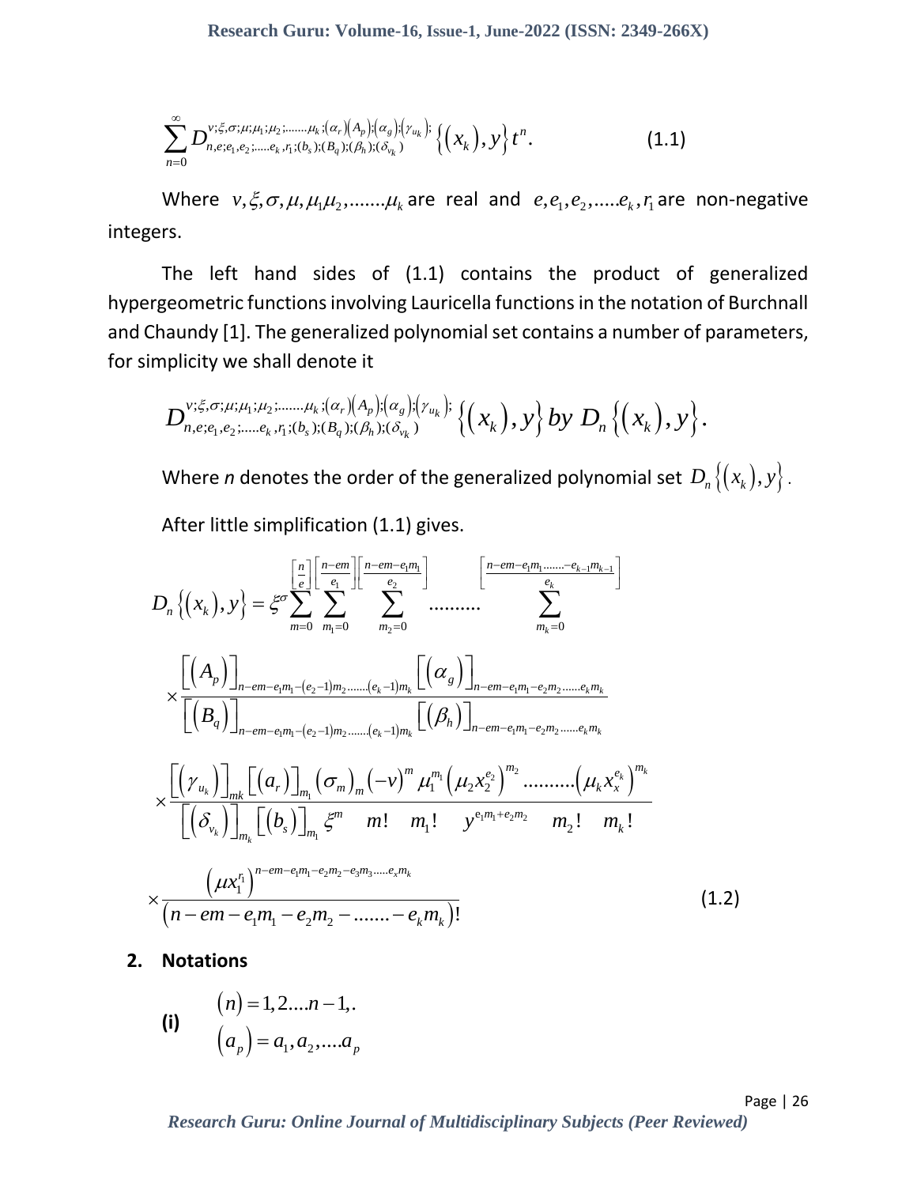$$\sum_{n=0}^{\infty} D_{n,e;e_1,e_2;.....e_k,r_1;(b_s);(B_q);(\beta_h);(\delta_{v_k})}^{v;\xi,\sigma;\mu;\mu_1;\mu_2;.......\mu_k;(\alpha_r)(A_p);(\alpha_g);(\gamma_{u_k});} \left\{(x_k), y\right\} t^n. \tag{1.1}$$

Where $v, \xi, \sigma, \mu, \mu_1\mu_2, .......\mu_k$ are real and $e, e_1, e_2, .....e_k, r_1$ are non-negative integers.

The left hand sides of (1.1) contains the product of generalized hypergeometric functions involving Lauricella functions in the notation of Burchnall and Chaundy [1]. The generalized polynomial set contains a number of parameters, for simplicity we shall denote it

$$D_{n,e;e_1,e_2;.....e_k,r_1;(b_s);(B_q);(\beta_h);(\delta_{v_k})}^{v;\xi,\sigma;\mu;\mu_1;\mu_2;.......\mu_k;(\alpha_r)(A_p);(\alpha_g);(\gamma_{u_k});} \left\{(x_k), y\right\} \text{ by } D_n\left\{(x_k), y\right\}.$$

Where *n* denotes the order of the generalized polynomial set $D_n\left\{(x_k), y\right\}$.

After little simplification (1.1) gives.

$$D_n\left\{(x_k), y\right\} = \xi^{\sigma} \sum_{m=0}^{\left[\frac{n}{e}\right]} \sum_{m_1=0}^{\left[\frac{n-em}{e_1}\right]} \sum_{m_2=0}^{\left[\frac{n-em-e_1m_1}{e_2}\right]} .......... \sum_{m_k=0}^{\left[\frac{n-em-e_1m_1.......-e_{k-1}m_{k-1}}{e_k}\right]}$$

$$\times \frac{\left[(A_p)\right]_{n-em-e_1m_1-(e_2-1)m_2.......(e_k-1)m_k} \left[(\alpha_g)\right]_{n-em-e_1m_1-e_2m_2......e_km_k}}{\left[(B_q)\right]_{n-em-e_1m_1-(e_2-1)m_2.......(e_k-1)m_k} \left[(\beta_h)\right]_{n-em-e_1m_1-e_2m_2......e_km_k}}$$

$$\times \frac{\left[(\gamma_{u_k})\right]_{mk} \left[(a_r)\right]_{m_1} (\sigma_m)_m (-v)^m \mu_1^{m_1} \left(\mu_2 x_2^{e_2}\right)^{m_2} .......... \left(\mu_k x_x^{e_k}\right)^{m_k}}{\left[(\delta_{v_k})\right]_{m_k} \left[(b_s)\right]_{m_1} \xi^m \quad m! \quad m_1! \quad y^{e_1m_1+e_2m_2} \quad m_2! \quad m_k!}$$

$$\times \frac{\left(\mu x_1^{r_1}\right)^{n-em-e_1m_1-e_2m_2-e_3m_3.....e_xm_k}}{\left(n-em-e_1m_1-e_2m_2-.......-e_km_k\right)!} \tag{1.2}$$

## 2. Notations

**(i)**
$$(n) = 1, 2....n-1,.$$
$$(a_p) = a_1, a_2, ....a_p$$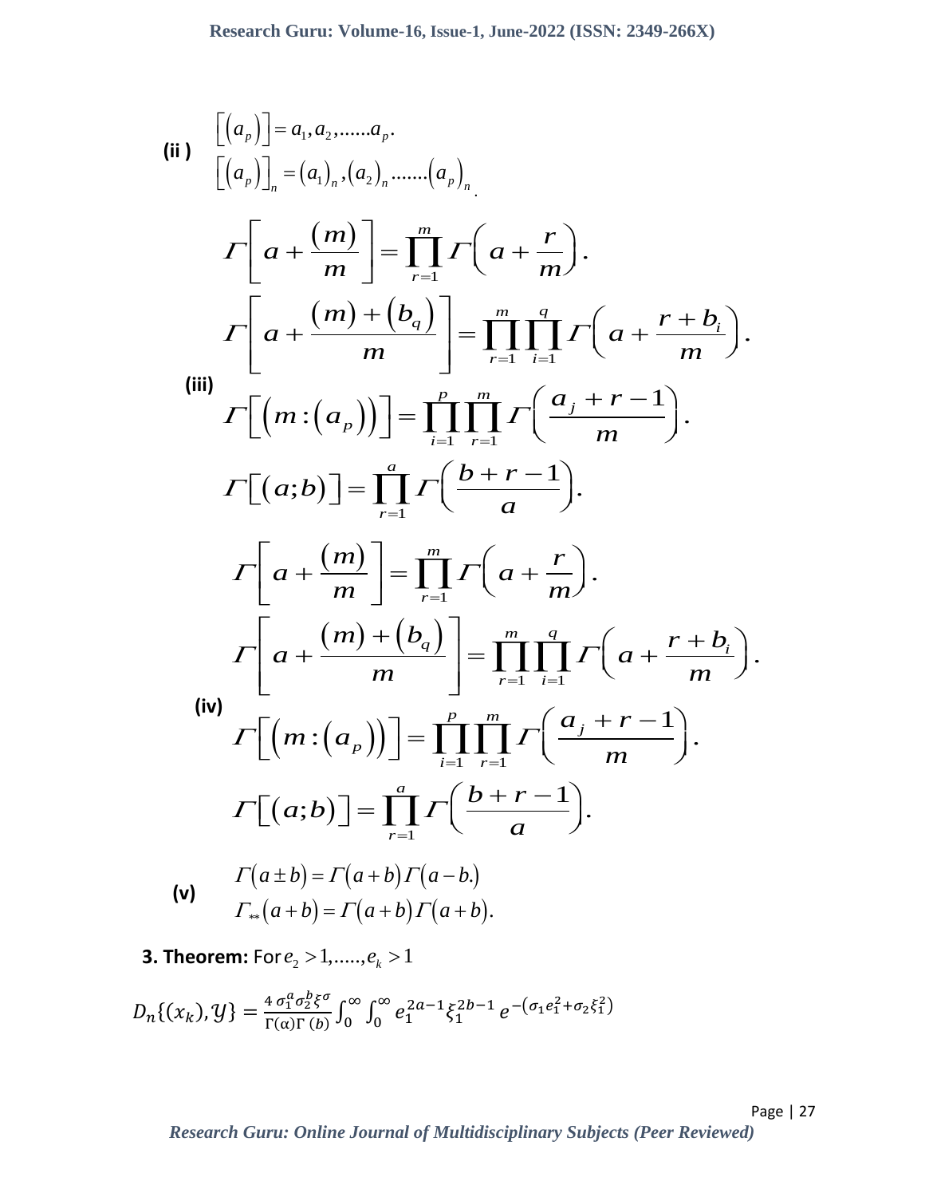**(ii )**

$$\left[\left(a_p\right)\right] = a_1, a_2, \ldots\ldots a_p.$$

$$\left[\left(a_p\right)\right]_n = \left(a_1\right)_n, \left(a_2\right)_n \ldots\ldots \left(a_p\right)_n.$$

**(iii)**

$$\Gamma\left[a + \frac{(m)}{m}\right] = \prod_{r=1}^{m} \Gamma\left(a + \frac{r}{m}\right).$$

$$\Gamma\left[a + \frac{(m) + \left(b_q\right)}{m}\right] = \prod_{r=1}^{m} \prod_{i=1}^{q} \Gamma\left(a + \frac{r + b_i}{m}\right).$$

$$\Gamma\left[\left(m : \left(a_p\right)\right)\right] = \prod_{i=1}^{p} \prod_{r=1}^{m} \Gamma\left(\frac{a_j + r - 1}{m}\right).$$

$$\Gamma\left[(a; b)\right] = \prod_{r=1}^{a} \Gamma\left(\frac{b + r - 1}{a}\right).$$

**(iv)**

$$\Gamma\left[a + \frac{(m)}{m}\right] = \prod_{r=1}^{m} \Gamma\left(a + \frac{r}{m}\right).$$

$$\Gamma\left[a + \frac{(m) + \left(b_q\right)}{m}\right] = \prod_{r=1}^{m} \prod_{i=1}^{q} \Gamma\left(a + \frac{r + b_i}{m}\right).$$

$$\Gamma\left[\left(m : \left(a_p\right)\right)\right] = \prod_{i=1}^{p} \prod_{r=1}^{m} \Gamma\left(\frac{a_j + r - 1}{m}\right).$$

$$\Gamma\left[(a; b)\right] = \prod_{r=1}^{a} \Gamma\left(\frac{b + r - 1}{a}\right).$$

**(v)**

$$\Gamma(a \pm b) = \Gamma(a + b)\,\Gamma(a - b.)$$

$$\Gamma_{**}(a + b) = \Gamma(a + b)\,\Gamma(a + b).$$

**3. Theorem:** For $e_2 > 1, \ldots\ldots, e_k > 1$

$$D_n\{(x_k), \mathcal{Y}\} = \frac{4\,\sigma_1^a \sigma_2^b \xi^\sigma}{\Gamma(\alpha)\Gamma\,(b)} \int_0^\infty \int_0^\infty e_1^{2a-1} \xi_1^{2b-1}\, e^{-\left(\sigma_1 e_1^2 + \sigma_2 \xi_1^2\right)}$$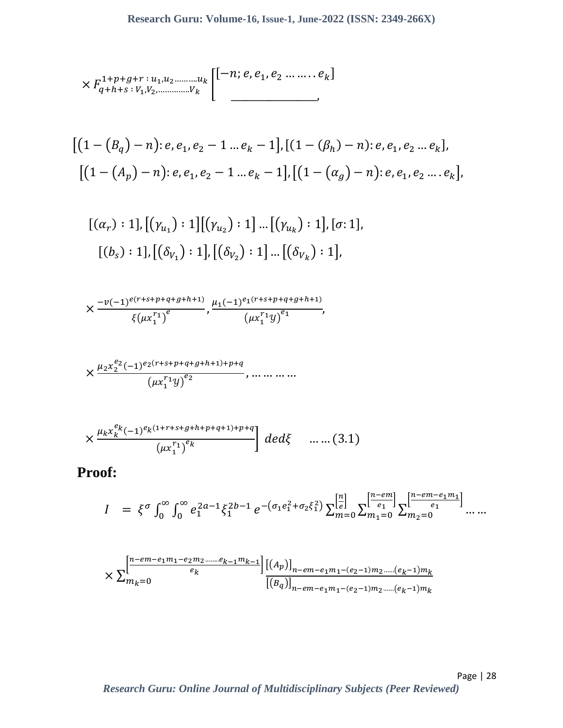$$\times F_{q+h+s\,:\,V_1,V_2,\ldots\ldots\ldots\ldots V_k}^{1+p+g+r\,:\,u_1,u_2\ldots\ldots\ldots u_k}\left[\begin{matrix}[-n; e, e_1, e_2 \ldots\ldots\ldots e_k] \\ \overline{\qquad\qquad\qquad},\end{matrix}\right.$$

$$[(1-(B_q)-n): e, e_1, e_2-1 \ldots e_k-1], [(1-(\beta_h)-n): e, e_1, e_2 \ldots e_k],$$

$$[(1-(A_p)-n): e, e_1, e_2-1 \ldots e_k-1], [(1-(\alpha_g)-n): e, e_1, e_2 \ldots . e_k],$$

$$[(\alpha_r) : 1], [(\gamma_{u_1}) : 1][(\gamma_{u_2}) : 1] \ldots [(\gamma_{u_k}) : 1], [\sigma : 1],$$

$$[(b_s) : 1], [(\delta_{V_1}) : 1], [(\delta_{V_2}) : 1] \ldots [(\delta_{V_k}) : 1],$$

$$\times \frac{-v(-1)^{e(r+s+p+q+g+h+1)}}{\xi(\mu x_1^{r_1})^{e}}, \frac{\mu_1(-1)^{e_1(r+s+p+q+g+h+1)}}{(\mu x_1^{r_1} y)^{e_1}},$$

$$\times \frac{\mu_2 x_2^{e_2}(-1)^{e_2(r+s+p+q+g+h+1)+p+q}}{(\mu x_1^{r_1} y)^{e_2}}, \ldots\ldots\ldots\ldots$$

$$\left.\times \frac{\mu_k x_k^{e_k}(-1)^{e_k(1+r+s+g+h+p+q+1)+p+q}}{(\mu x_1^{r_1})^{e_k}}\right] \, de d\xi \qquad \ldots\ldots(3.1)$$

**Proof:**

$$I \;=\; \xi^{\sigma} \int_0^{\infty}\int_0^{\infty} e_1^{2a-1} \xi_1^{2b-1}\, e^{-(\sigma_1 e_1^2 + \sigma_2 \xi_1^2)} \sum_{m=0}^{\left[\frac{n}{e}\right]} \sum_{m_1=0}^{\left[\frac{n-em}{e_1}\right]} \sum_{m_2=0}^{\left[\frac{n-em-e_1 m_1}{e_1}\right]} \ldots\ldots$$

$$\times \sum_{m_k=0}^{\left[\frac{n-em-e_1 m_1 - e_2 m_2 \ldots\ldots e_{k-1} m_{k-1}}{e_k}\right]} \frac{[(A_p)]_{n-em-e_1 m_1-(e_2-1)m_2 \ldots\ldots (e_k-1)m_k}}{[(B_q)]_{n-em-e_1 m_1-(e_2-1)m_2 \ldots\ldots (e_k-1)m_k}}$$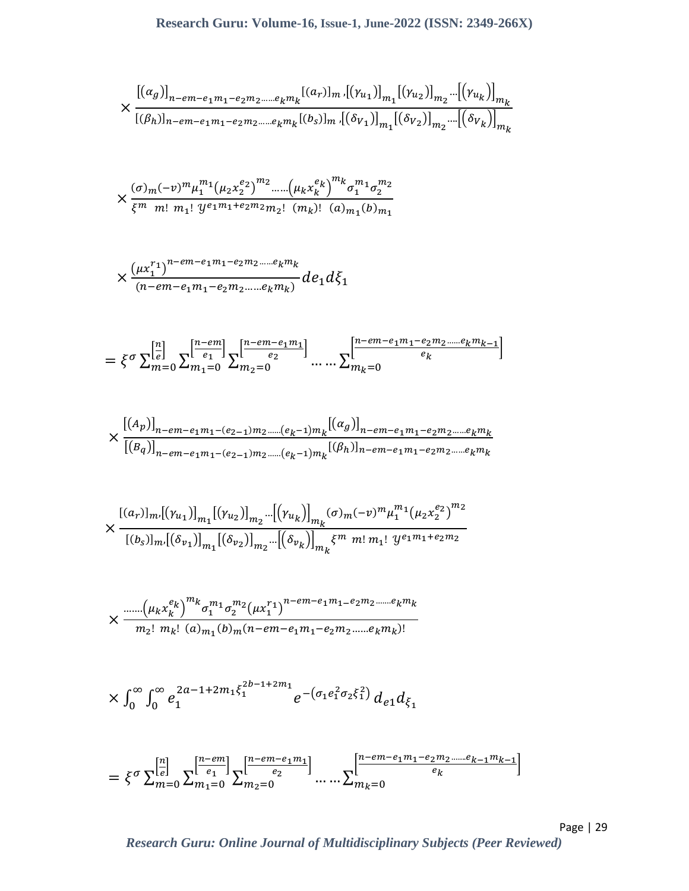$$\times \frac{[(\alpha_g)]_{n-em-e_1m_1-e_2m_2\ldots\ldots e_km_k}[(a_r)]_m,[(\gamma_{u_1})]_{m_1}[(\gamma_{u_2})]_{m_2}\cdots[(\gamma_{u_k})]_{m_k}}{[(\beta_h)]_{n-em-e_1m_1-e_2m_2\ldots\ldots e_km_k}[(b_s)]_m,[(\delta_{V_1})]_{m_1}[(\delta_{V_2})]_{m_2}\cdots[(\delta_{V_k})]_{m_k}}$$

$$\times \frac{(\sigma)_m(-v)^m\mu_1^{m_1}(\mu_2x_2^{e_2})^{m_2}\ldots\ldots(\mu_kx_k^{e_k})^{m_k}\sigma_1^{m_1}\sigma_2^{m_2}}{\xi^m\ m!\ m_1!\ y^{e_1m_1+e_2m_2}m_2!\ (m_k)!\ (a)_{m_1}(b)_{m_1}}$$

$$\times \frac{(\mu x_1^{r_1})^{n-em-e_1m_1-e_2m_2\ldots\ldots e_km_k}}{(n-em-e_1m_1-e_2m_2\ldots\ldots e_km_k)}de_1d\xi_1$$

$$= \xi^\sigma\sum_{m=0}^{\left[\frac{n}{e}\right]}\sum_{m_1=0}^{\left[\frac{n-em}{e_1}\right]}\sum_{m_2=0}^{\left[\frac{n-em-e_1m_1}{e_2}\right]}\ldots\ldots\sum_{m_k=0}^{\left[\frac{n-em-e_1m_1-e_2m_2\ldots\ldots e_km_{k-1}}{e_k}\right]}$$

$$\times \frac{[(A_p)]_{n-em-e_1m_1-(e_{2}-1)m_2\ldots\ldots(e_k-1)m_k}[(\alpha_g)]_{n-em-e_1m_1-e_2m_2\ldots\ldots e_km_k}}{[(B_q)]_{n-em-e_1m_1-(e_{2}-1)m_2\ldots\ldots(e_k-1)m_k}[(\beta_h)]_{n-em-e_1m_1-e_2m_2\ldots\ldots e_km_k}}$$

$$\times \frac{[(a_r)]_m,[(\gamma_{u_1})]_{m_1}[(\gamma_{u_2})]_{m_2}\cdots[(\gamma_{u_k})]_{m_k}(\sigma)_m(-v)^m\mu_1^{m_1}(\mu_2x_2^{e_2})^{m_2}}{[(b_s)]_m,[(\delta_{v_1})]_{m_1}[(\delta_{v_2})]_{m_2}\cdots[(\delta_{v_k})]_{m_k}\xi^m\ m!\,m_1!\ y^{e_1m_1+e_2m_2}}$$

$$\times \frac{\ldots\ldots(\mu_kx_k^{e_k})^{m_k}\sigma_1^{m_1}\sigma_2^{m_2}(\mu x_1^{r_1})^{n-em-e_1m_1-e_2m_2\ldots\ldots e_km_k}}{m_2!\ m_k!\ (a)_{m_1}(b)_m(n-em-e_1m_1-e_2m_2\ldots\ldots e_km_k)!}$$

$$\times \int_0^\infty\int_0^\infty e_1^{2a-1+2m_1}\xi_1^{2b-1+2m_1}e^{-(\sigma_1e_1^2\sigma_2\xi_1^2)}\,d_{e1}d_{\xi_1}$$

$$= \xi^\sigma\sum_{m=0}^{\left[\frac{n}{e}\right]}\sum_{m_1=0}^{\left[\frac{n-em}{e_1}\right]}\sum_{m_2=0}^{\left[\frac{n-em-e_1m_1}{e_2}\right]}\ldots\ldots\sum_{m_k=0}^{\left[\frac{n-em-e_1m_1-e_2m_2\ldots\ldots e_{k-1}m_{k-1}}{e_k}\right]}$$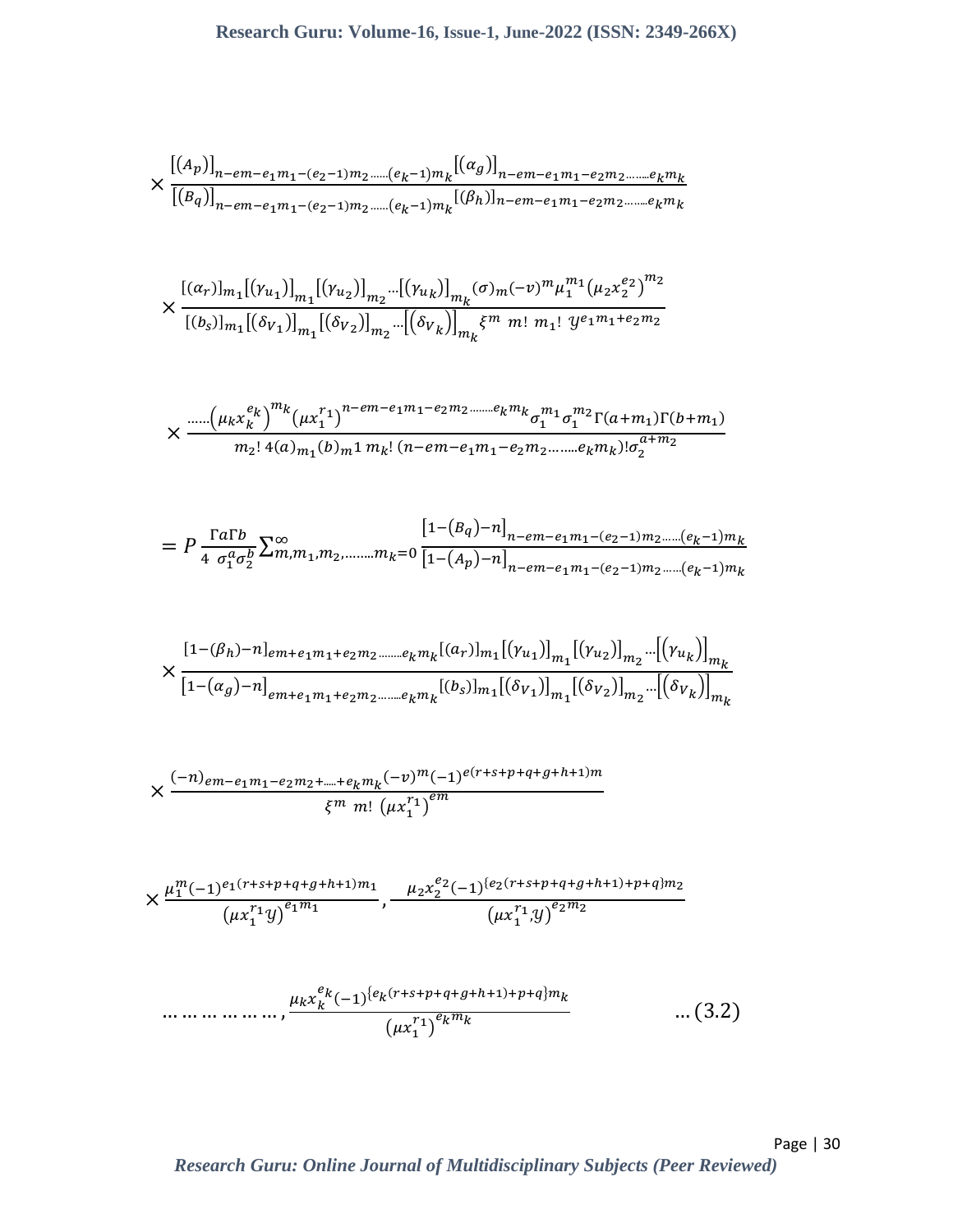$$\times \frac{[(A_p)]_{n-em-e_1m_1-(e_2-1)m_2\ldots\ldots(e_k-1)m_k}[(\alpha_g)]_{n-em-e_1m_1-e_2m_2\ldots\ldots\ldots e_km_k}}{[(B_q)]_{n-em-e_1m_1-(e_2-1)m_2\ldots\ldots(e_k-1)m_k}[(\beta_h)]_{n-em-e_1m_1-e_2m_2\ldots\ldots\ldots e_km_k}}$$

$$\times \frac{[(\alpha_r)]_{m_1}[(\gamma_{u_1})]_{m_1}[(\gamma_{u_2})]_{m_2}\cdots[(\gamma_{u_k})]_{m_k}(\sigma)_m(-v)^m\mu_1^{m_1}(\mu_2x_2^{e_2})^{m_2}}{[(b_s)]_{m_1}[(\delta_{V_1})]_{m_1}[(\delta_{V_2})]_{m_2}\cdots[(\delta_{V_k})]_{m_k}\xi^m\ m!\ m_1!\ y^{e_1m_1+e_2m_2}}$$

$$\times \frac{\ldots\ldots(\mu_kx_k^{e_k})^{m_k}(\mu x_1^{r_1})^{n-em-e_1m_1-e_2m_2\ldots\ldots\ldots e_km_k}\sigma_1^{m_1}\sigma_1^{m_2}\Gamma(a+m_1)\Gamma(b+m_1)}{m_2!\ 4(a)_{m_1}(b)_m1\ m_k!\ (n-em-e_1m_1-e_2m_2\ldots\ldots\ldots e_km_k)!\sigma_2^{a+m_2}}$$

$$= P\frac{\Gamma a\Gamma b}{4\ \sigma_1^a\sigma_2^b}\sum_{m,m_1,m_2,\ldots\ldots\ldots m_k=0}^{\infty}\frac{[1-(B_q)-n]_{n-em-e_1m_1-(e_2-1)m_2\ldots\ldots(e_k-1)m_k}}{[1-(A_p)-n]_{n-em-e_1m_1-(e_2-1)m_2\ldots\ldots(e_k-1)m_k}}$$

$$\times \frac{[1-(\beta_h)-n]_{em+e_1m_1+e_2m_2\ldots\ldots\ldots e_km_k}[(a_r)]_{m_1}[(\gamma_{u_1})]_{m_1}[(\gamma_{u_2})]_{m_2}\cdots[(\gamma_{u_k})]_{m_k}}{[1-(\alpha_g)-n]_{em+e_1m_1+e_2m_2\ldots\ldots\ldots e_km_k}[(b_s)]_{m_1}[(\delta_{V_1})]_{m_1}[(\delta_{V_2})]_{m_2}\cdots[(\delta_{V_k})]_{m_k}}$$

$$\times \frac{(-n)_{em-e_1m_1-e_2m_2+\ldots\ldots+e_km_k}(-v)^m(-1)^{e(r+s+p+q+g+h+1)m}}{\xi^m\ m!\ (\mu x_1^{r_1})^{em}}$$

$$\times \frac{\mu_1^m(-1)^{e_1(r+s+p+q+g+h+1)m_1}}{(\mu x_1^{r_1}y)^{e_1m_1}}, \frac{\mu_2x_2^{e_2}(-1)^{\{e_2(r+s+p+q+g+h+1)+p+q\}m_2}}{(\mu x_1^{r_1},y)^{e_2m_2}}$$

$$\ldots\ldots\ldots\ldots\ldots\ldots, \frac{\mu_kx_k^{e_k}(-1)^{\{e_k(r+s+p+q+g+h+1)+p+q\}m_k}}{(\mu x_1^{r_1})^{e_km_k}} \qquad \ldots(3.2)$$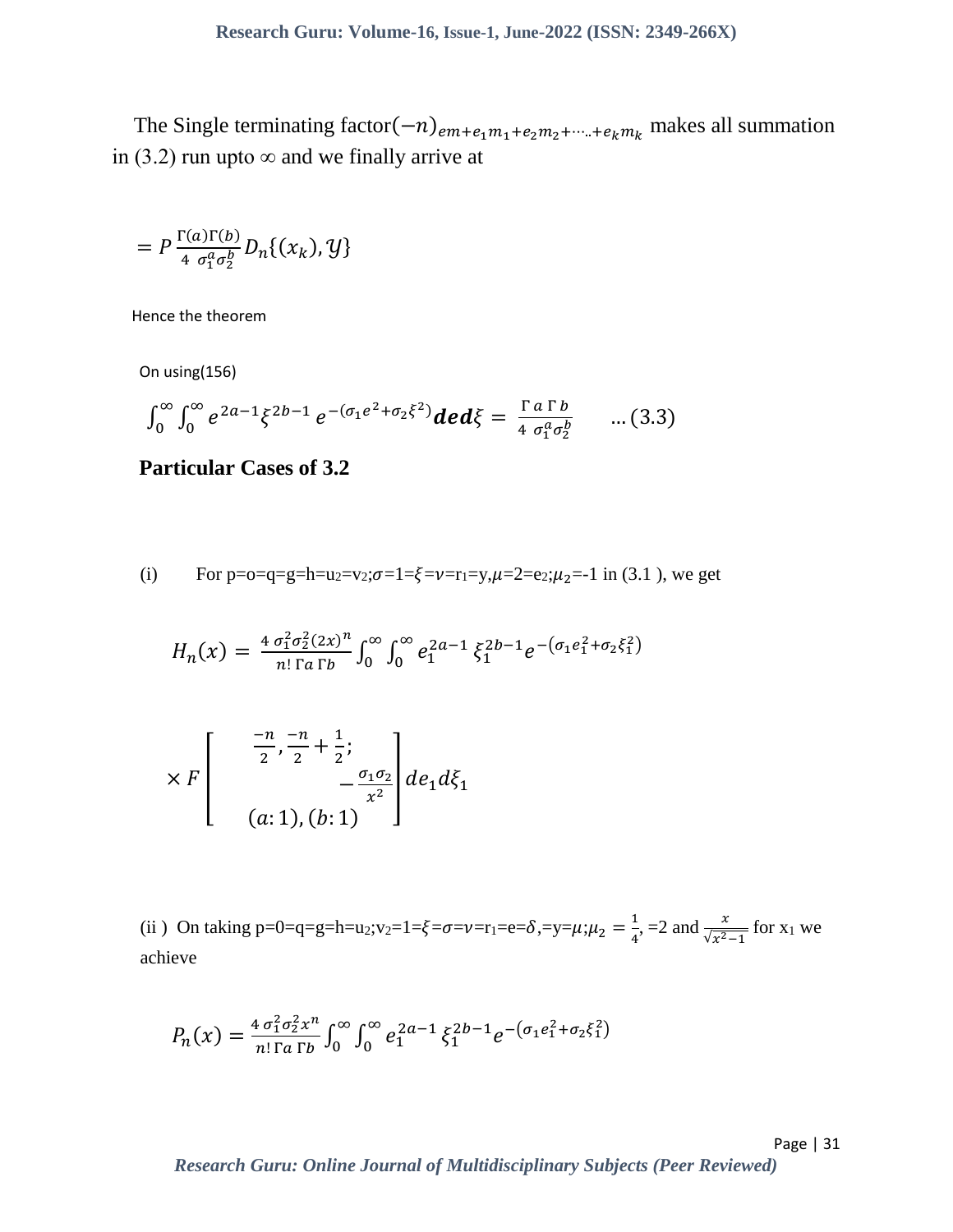The Single terminating factor$(-n)_{em+e_1m_1+e_2m_2+\cdots..+e_km_k}$ makes all summation in (3.2) run upto $\infty$ and we finally arrive at

$$= P\,\frac{\Gamma(a)\Gamma(b)}{4\ \sigma_1^a\sigma_2^b} D_n\{(x_k),\mathcal{Y}\}$$

Hence the theorem

On using(156)

$$\int_0^\infty\int_0^\infty e^{2a-1}\xi^{2b-1}\,e^{-(\sigma_1 e^2+\sigma_2\xi^2)}\boldsymbol{ded}\xi = \frac{\Gamma\,a\,\Gamma\,b}{4\ \sigma_1^a\sigma_2^b} \qquad \ldots(3.3)$$

**Particular Cases of 3.2**

(i) For p=o=q=g=h=$u_2$=$v_2$;$\sigma$=1=$\xi$=$\nu$=$r_1$=y,$\mu$=2=$e_2$;$\mu_2$=-1 in (3.1 ), we get

$$H_n(x) = \frac{4\ \sigma_1^2\sigma_2^2(2x)^n}{n!\ \Gamma a\ \Gamma b}\int_0^\infty\int_0^\infty e_1^{2a-1}\ \xi_1^{2b-1}e^{-(\sigma_1 e_1^2+\sigma_2\xi_1^2)}$$

$$\times F\left[\begin{matrix}\frac{-n}{2},\frac{-n}{2}+\frac{1}{2}; & \\ & -\frac{\sigma_1\sigma_2}{x^2} \\ (a:1),(b:1) & \end{matrix}\right]de_1 d\xi_1$$

(ii ) On taking p=0=q=g=h=$u_2$;$v_2$=1=$\xi$=$\sigma$=$\nu$=$r_1$=e=$\delta$,=y=$\mu$;$\mu_2 = \frac{1}{4}$, =2 and $\frac{x}{\sqrt{x^2-1}}$ for $x_1$ we achieve

$$P_n(x) = \frac{4\ \sigma_1^2\sigma_2^2 x^n}{n!\ \Gamma a\ \Gamma b}\int_0^\infty\int_0^\infty e_1^{2a-1}\ \xi_1^{2b-1}e^{-(\sigma_1 e_1^2+\sigma_2\xi_1^2)}$$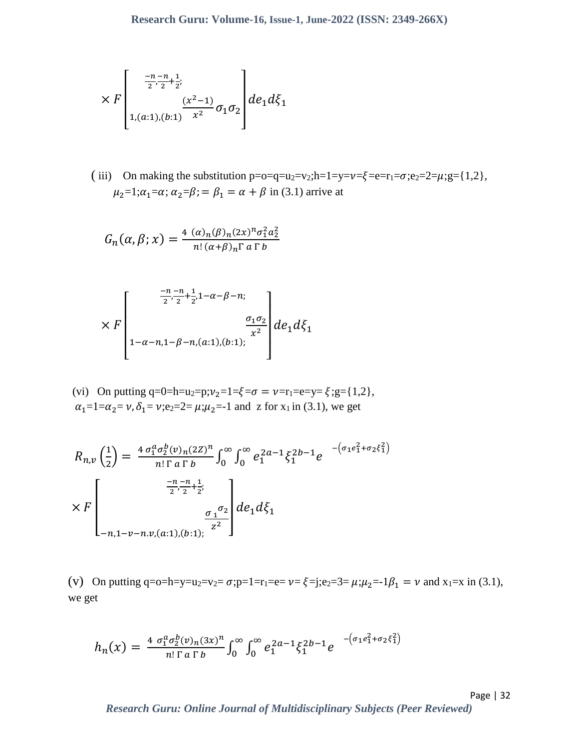$$\times F\left[\begin{array}{c} \frac{-n}{2},\frac{-n}{2}+\frac{1}{2}; \\ \\ 1,(a:1),(b:1) \end{array} \frac{(x^2-1)}{x^2}\sigma_1\sigma_2\right] de_1 d\xi_1$$

( iii) On making the substitution p=o=q=$u_2$=$v_2$;h=1=y=$\nu$=$\xi$=e=$r_1$=$\sigma$;$e_2$=2=$\mu$;g={1,2}, $\mu_2$=1;$\alpha_1$=$\alpha$; $\alpha_2$=$\beta$;= $\beta_1 = \alpha+\beta$ in (3.1) arrive at

$$G_n(\alpha,\beta;x) = \frac{4\ (\alpha)_n(\beta)_n(2x)^n\sigma_1^2 a_2^2}{n!\,(\alpha+\beta)_n\Gamma\ a\ \Gamma\ b}$$

$$\times F\left[\begin{array}{c} \frac{-n}{2},\frac{-n}{2}+\frac{1}{2},1-\alpha-\beta-n; \\ \\ 1-\alpha-n,1-\beta-n,(a:1),(b:1); \end{array} \frac{\sigma_1\sigma_2}{x^2}\right] de_1 d\xi_1$$

(vi) On putting q=0=h=$u_2$=p;$\nu_2$=1=$\xi$=$\sigma$ = $\nu$=$r_1$=e=y= $\xi$;g={1,2}, $\alpha_1$=1=$\alpha_2$= $\nu$, $\delta_1$= $\nu$;$e_2$=2= $\mu$;$\mu_2$=-1 and z for $x_1$ in (3.1), we get

$$R_{n,\nu}\left(\frac{1}{2}\right) = \frac{4\,\sigma_1^a\sigma_2^b(\nu)_n(2Z)^n}{n!\,\Gamma\ a\ \Gamma\ b}\int_0^\infty\int_0^\infty e_1^{2a-1}\xi_1^{2b-1}e^{-\left(\sigma_1 e_1^2+\sigma_2\xi_1^2\right)}$$

$$\times F\left[\begin{array}{c} \frac{-n}{2},\frac{-n}{2}+\frac{1}{2}; \\ \\ -n,1-\nu-n.\nu,(a:1),(b:1); \end{array} \frac{\sigma_1\sigma_2}{z^2}\right] de_1 d\xi_1$$

(v) On putting q=o=h=y=$u_2$=$v_2$= $\sigma$;p=1=$r_1$=e= $\nu$= $\xi$=j;$e_2$=3= $\mu$;$\mu_2$=-1$\beta_1 = \nu$ and $x_1$=x in (3.1), we get

$$h_n(x) = \frac{4\ \sigma_1^a\sigma_2^b(\nu)_n(3x)^n}{n!\,\Gamma\ a\ \Gamma\ b}\int_0^\infty\int_0^\infty e_1^{2a-1}\xi_1^{2b-1}e^{-\left(\sigma_1 e_1^2+\sigma_2\xi_1^2\right)}$$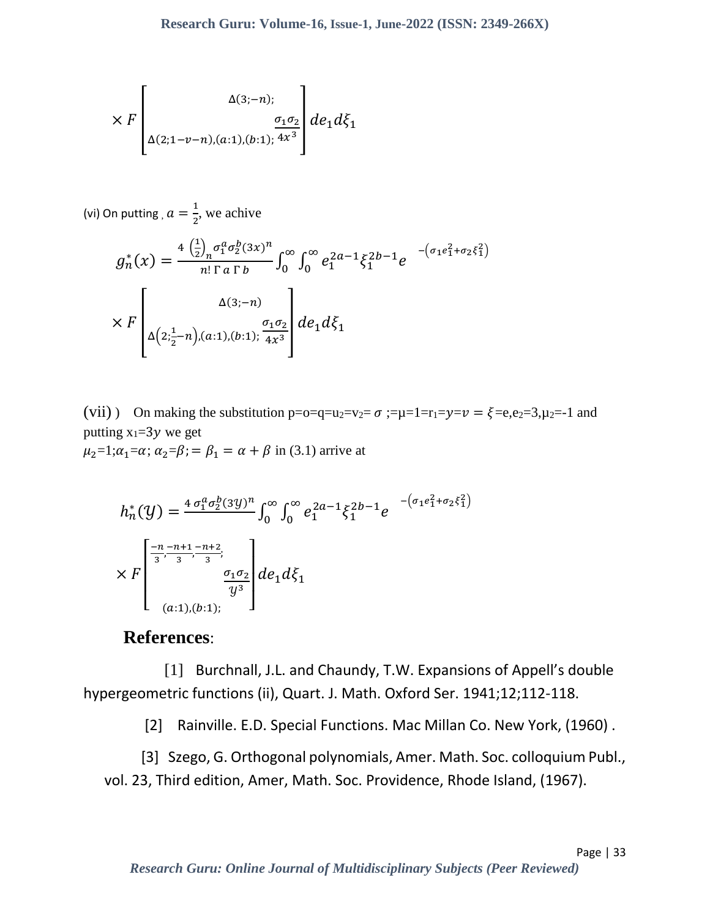$$\times F\left[\begin{array}{c}\Delta(3;-n);\\ \qquad\qquad \dfrac{\sigma_1\sigma_2}{4x^3}\\ \Delta(2;1-v-n),(a:1),(b:1);\end{array}\right]de_1 d\xi_1$$

(vi) On putting , $a=\frac{1}{2}$, we achive

$$g_n^*(x)=\frac{4\left(\frac{1}{2}\right)_n\sigma_1^a\sigma_2^b(3x)^n}{n!\,\Gamma a\,\Gamma b}\int_0^\infty\int_0^\infty e_1^{2a-1}\xi_1^{2b-1}e^{-\left(\sigma_1 e_1^2+\sigma_2\xi_1^2\right)}$$

$$\times F\left[\begin{array}{c}\Delta(3;-n)\\ \qquad\qquad \dfrac{\sigma_1\sigma_2}{4x^3}\\ \Delta\left(2;\frac{1}{2}-n\right),(a:1),(b:1);\end{array}\right]de_1 d\xi_1$$

(vii) ) On making the substitution p=o=q=$u_2$=$v_2$= $\sigma$ ;=μ=1=$r_1$=$y$=$v$ = $\xi$=e,$e_2$=3,$\mu_2$=-1 and putting $x_1$=3$y$ we get
$\mu_2$=1;$\alpha_1$=$\alpha$; $\alpha_2$=$\beta$;= $\beta_1=\alpha+\beta$ in (3.1) arrive at

$$h_n^*(y)=\frac{4\,\sigma_1^a\sigma_2^b(3y)^n}{}\int_0^\infty\int_0^\infty e_1^{2a-1}\xi_1^{2b-1}e^{-\left(\sigma_1 e_1^2+\sigma_2\xi_1^2\right)}$$

$$\times F\left[\begin{array}{c}\frac{-n}{3},\frac{-n+1}{3},\frac{-n+2}{3};\\ \qquad\qquad \dfrac{\sigma_1\sigma_2}{y^3}\\ (a:1),(b:1);\end{array}\right]de_1 d\xi_1$$

## References:

[1] Burchnall, J.L. and Chaundy, T.W. Expansions of Appell's double hypergeometric functions (ii), Quart. J. Math. Oxford Ser. 1941;12;112-118.

[2] Rainville. E.D. Special Functions. Mac Millan Co. New York, (1960) .

[3] Szego, G. Orthogonal polynomials, Amer. Math. Soc. colloquium Publ., vol. 23, Third edition, Amer, Math. Soc. Providence, Rhode Island, (1967).